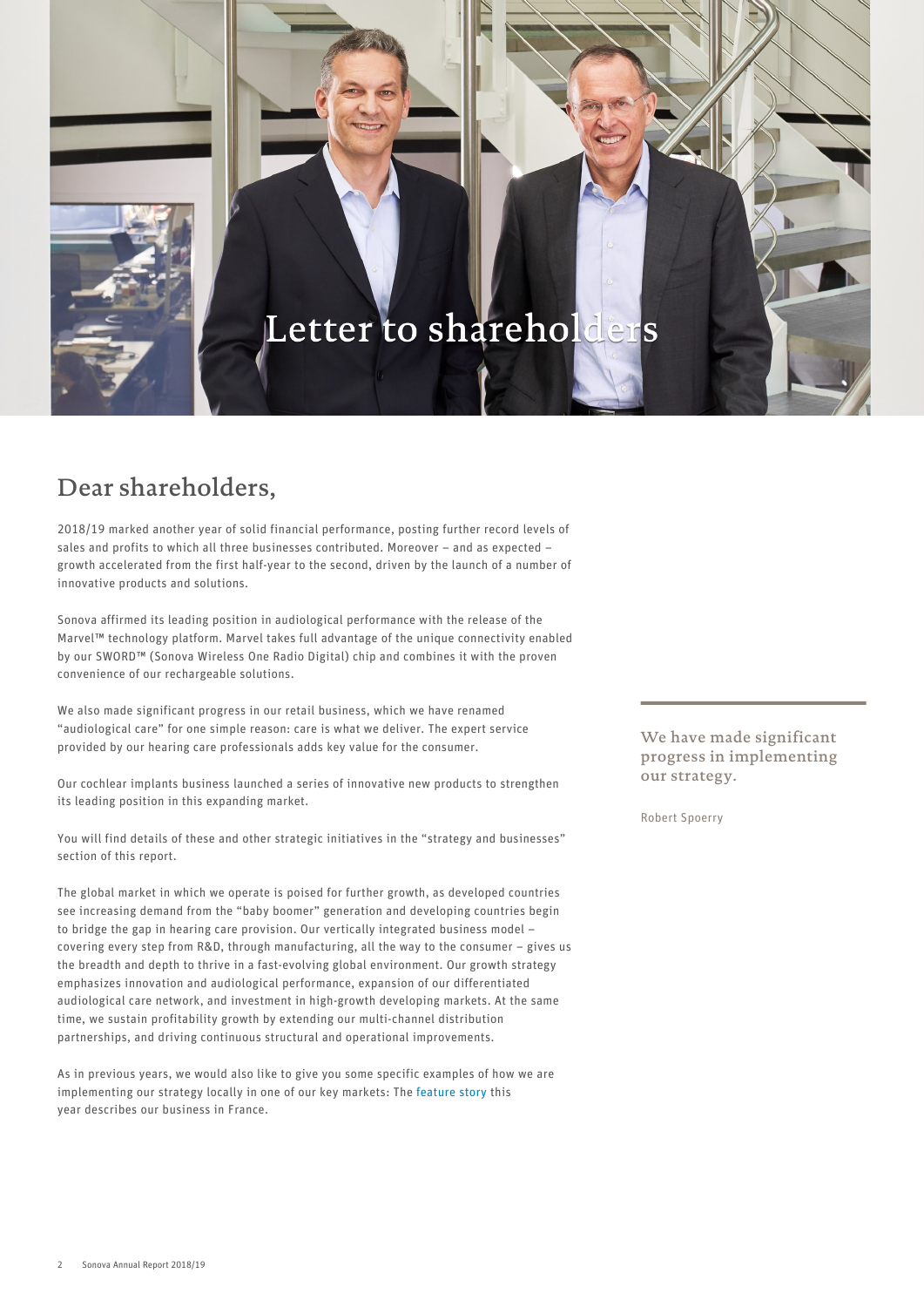# Letter to shareholders

## Dear shareholders,

2018/19 marked another year of solid financial performance, posting further record levels of sales and profits to which all three businesses contributed. Moreover – and as expected – growth accelerated from the first half-year to the second, driven by the launch of a number of innovative products and solutions.

Sonova affirmed its leading position in audiological performance with the release of the Marvel™ technology platform. Marvel takes full advantage of the unique connectivity enabled by our SWORD™ (Sonova Wireless One Radio Digital) chip and combines it with the proven convenience of our rechargeable solutions.

We also made significant progress in our retail business, which we have renamed "audiological care" for one simple reason: care is what we deliver. The expert service provided by our hearing care professionals adds key value for the consumer.

Our cochlear implants business launched a series of innovative new products to strengthen its leading position in this expanding market.

You will find details of these and other strategic initiatives in the "strategy and businesses" section of this report.

The global market in which we operate is poised for further growth, as developed countries see increasing demand from the "baby boomer" generation and developing countries begin to bridge the gap in hearing care provision. Our vertically integrated business model – covering every step from R&D, through manufacturing, all the way to the consumer – gives us the breadth and depth to thrive in a fast-evolving global environment. Our growth strategy emphasizes innovation and audiological performance, expansion of our differentiated audiological care network, and investment in high-growth developing markets. At the same time, we sustain profitability growth by extending our multi-channel distribution partnerships, and driving continuous structural and operational improvements.

As in previous years, we would also like to give you some specific examples of how we are implementing our strategy locally in one of our key markets: The feature story this year describes our business in France.

> We have made significant progress in implementing our strategy.
>
> Robert Spoerry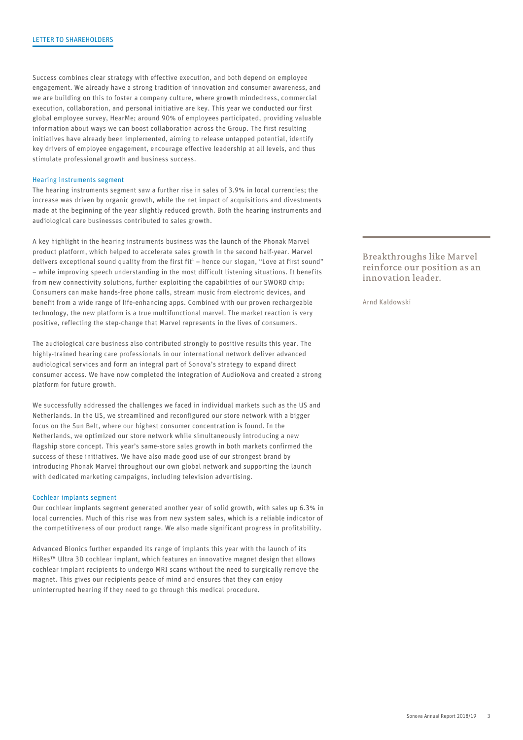LETTER TO SHAREHOLDERS

Success combines clear strategy with effective execution, and both depend on employee engagement. We already have a strong tradition of innovation and consumer awareness, and we are building on this to foster a company culture, where growth mindedness, commercial execution, collaboration, and personal initiative are key. This year we conducted our first global employee survey, HearMe; around 90% of employees participated, providing valuable information about ways we can boost collaboration across the Group. The first resulting initiatives have already been implemented, aiming to release untapped potential, identify key drivers of employee engagement, encourage effective leadership at all levels, and thus stimulate professional growth and business success.

### Hearing instruments segment

The hearing instruments segment saw a further rise in sales of 3.9% in local currencies; the increase was driven by organic growth, while the net impact of acquisitions and divestments made at the beginning of the year slightly reduced growth. Both the hearing instruments and audiological care businesses contributed to sales growth.

A key highlight in the hearing instruments business was the launch of the Phonak Marvel product platform, which helped to accelerate sales growth in the second half-year. Marvel delivers exceptional sound quality from the first fit[1] – hence our slogan, "Love at first sound" – while improving speech understanding in the most difficult listening situations. It benefits from new connectivity solutions, further exploiting the capabilities of our SWORD chip: Consumers can make hands-free phone calls, stream music from electronic devices, and benefit from a wide range of life-enhancing apps. Combined with our proven rechargeable technology, the new platform is a true multifunctional marvel. The market reaction is very positive, reflecting the step-change that Marvel represents in the lives of consumers.

> Breakthroughs like Marvel reinforce our position as an innovation leader.
>
> Arnd Kaldowski

The audiological care business also contributed strongly to positive results this year. The highly-trained hearing care professionals in our international network deliver advanced audiological services and form an integral part of Sonova's strategy to expand direct consumer access. We have now completed the integration of AudioNova and created a strong platform for future growth.

We successfully addressed the challenges we faced in individual markets such as the US and Netherlands. In the US, we streamlined and reconfigured our store network with a bigger focus on the Sun Belt, where our highest consumer concentration is found. In the Netherlands, we optimized our store network while simultaneously introducing a new flagship store concept. This year's same-store sales growth in both markets confirmed the success of these initiatives. We have also made good use of our strongest brand by introducing Phonak Marvel throughout our own global network and supporting the launch with dedicated marketing campaigns, including television advertising.

### Cochlear implants segment

Our cochlear implants segment generated another year of solid growth, with sales up 6.3% in local currencies. Much of this rise was from new system sales, which is a reliable indicator of the competitiveness of our product range. We also made significant progress in profitability.

Advanced Bionics further expanded its range of implants this year with the launch of its HiRes™ Ultra 3D cochlear implant, which features an innovative magnet design that allows cochlear implant recipients to undergo MRI scans without the need to surgically remove the magnet. This gives our recipients peace of mind and ensures that they can enjoy uninterrupted hearing if they need to go through this medical procedure.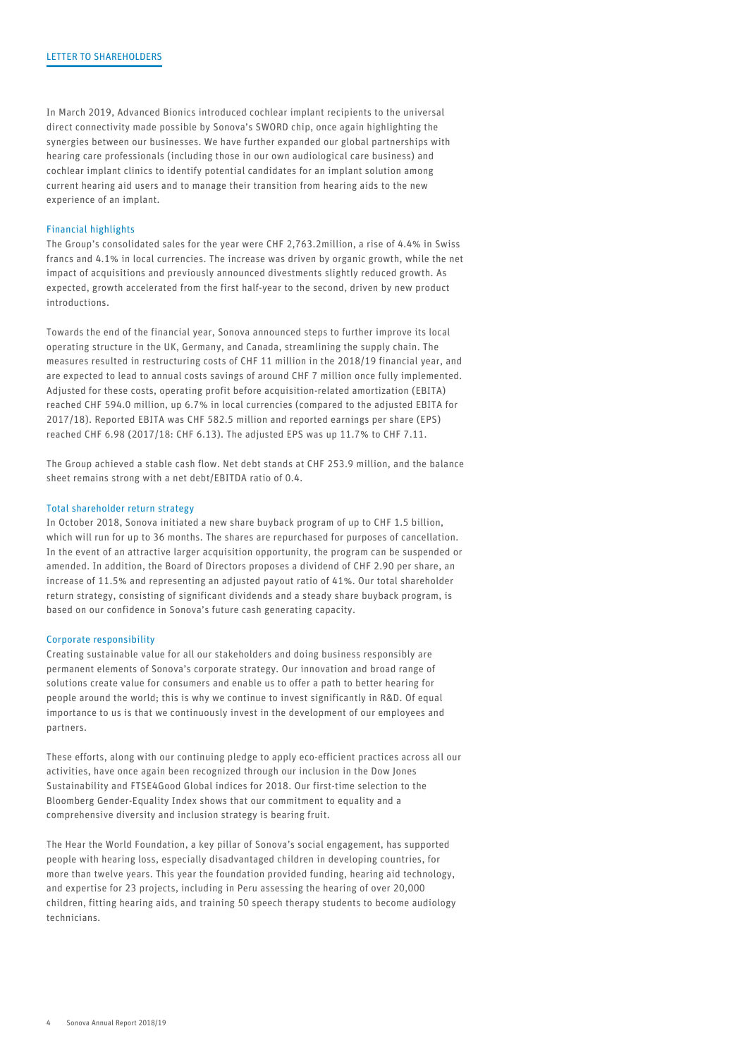In March 2019, Advanced Bionics introduced cochlear implant recipients to the universal direct connectivity made possible by Sonova's SWORD chip, once again highlighting the synergies between our businesses. We have further expanded our global partnerships with hearing care professionals (including those in our own audiological care business) and cochlear implant clinics to identify potential candidates for an implant solution among current hearing aid users and to manage their transition from hearing aids to the new experience of an implant.

### Financial highlights

The Group's consolidated sales for the year were CHF 2,763.2million, a rise of 4.4% in Swiss francs and 4.1% in local currencies. The increase was driven by organic growth, while the net impact of acquisitions and previously announced divestments slightly reduced growth. As expected, growth accelerated from the first half-year to the second, driven by new product introductions.

Towards the end of the financial year, Sonova announced steps to further improve its local operating structure in the UK, Germany, and Canada, streamlining the supply chain. The measures resulted in restructuring costs of CHF 11 million in the 2018/19 financial year, and are expected to lead to annual costs savings of around CHF 7 million once fully implemented. Adjusted for these costs, operating profit before acquisition-related amortization (EBITA) reached CHF 594.0 million, up 6.7% in local currencies (compared to the adjusted EBITA for 2017/18). Reported EBITA was CHF 582.5 million and reported earnings per share (EPS) reached CHF 6.98 (2017/18: CHF 6.13). The adjusted EPS was up 11.7% to CHF 7.11.

The Group achieved a stable cash flow. Net debt stands at CHF 253.9 million, and the balance sheet remains strong with a net debt/EBITDA ratio of 0.4.

### Total shareholder return strategy

In October 2018, Sonova initiated a new share buyback program of up to CHF 1.5 billion, which will run for up to 36 months. The shares are repurchased for purposes of cancellation. In the event of an attractive larger acquisition opportunity, the program can be suspended or amended. In addition, the Board of Directors proposes a dividend of CHF 2.90 per share, an increase of 11.5% and representing an adjusted payout ratio of 41%. Our total shareholder return strategy, consisting of significant dividends and a steady share buyback program, is based on our confidence in Sonova's future cash generating capacity.

### Corporate responsibility

Creating sustainable value for all our stakeholders and doing business responsibly are permanent elements of Sonova's corporate strategy. Our innovation and broad range of solutions create value for consumers and enable us to offer a path to better hearing for people around the world; this is why we continue to invest significantly in R&D. Of equal importance to us is that we continuously invest in the development of our employees and partners.

These efforts, along with our continuing pledge to apply eco-efficient practices across all our activities, have once again been recognized through our inclusion in the Dow Jones Sustainability and FTSE4Good Global indices for 2018. Our first-time selection to the Bloomberg Gender-Equality Index shows that our commitment to equality and a comprehensive diversity and inclusion strategy is bearing fruit.

The Hear the World Foundation, a key pillar of Sonova's social engagement, has supported people with hearing loss, especially disadvantaged children in developing countries, for more than twelve years. This year the foundation provided funding, hearing aid technology, and expertise for 23 projects, including in Peru assessing the hearing of over 20,000 children, fitting hearing aids, and training 50 speech therapy students to become audiology technicians.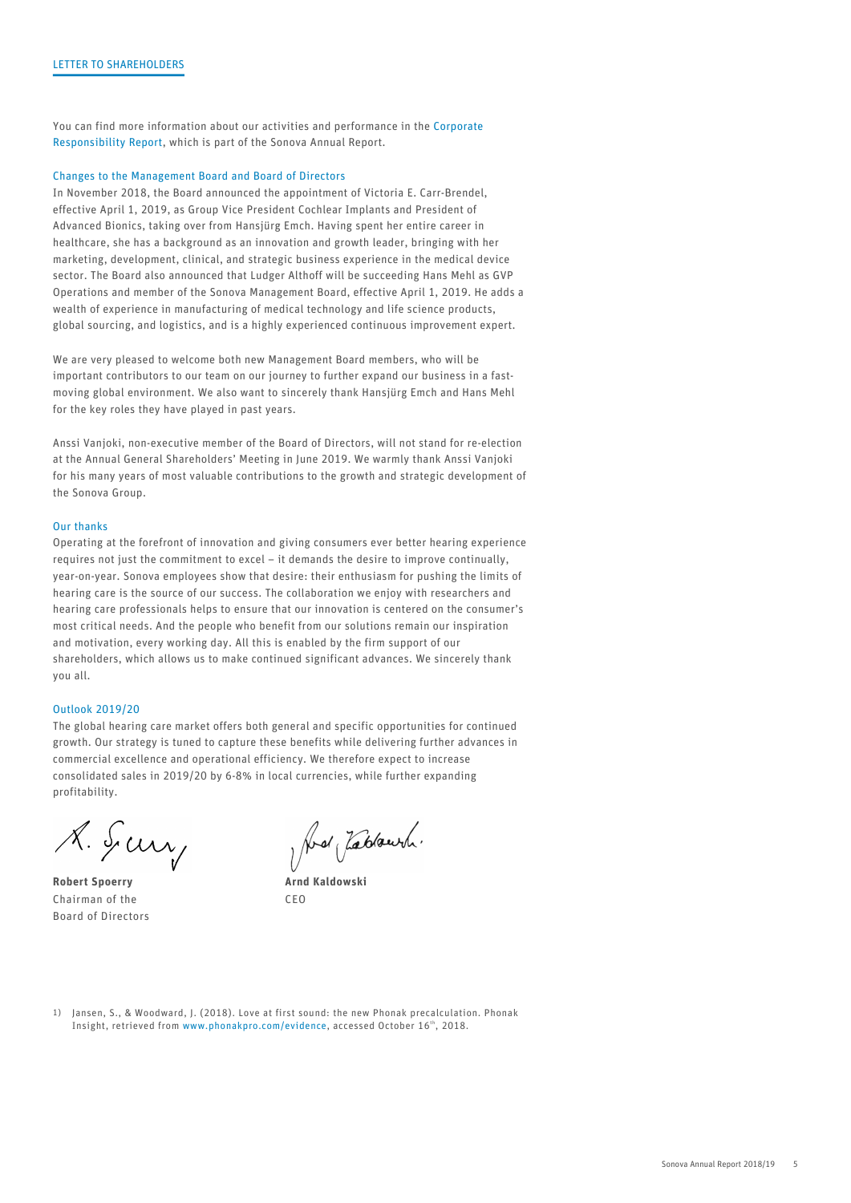You can find more information about our activities and performance in the Corporate Responsibility Report, which is part of the Sonova Annual Report.

### Changes to the Management Board and Board of Directors

In November 2018, the Board announced the appointment of Victoria E. Carr-Brendel, effective April 1, 2019, as Group Vice President Cochlear Implants and President of Advanced Bionics, taking over from Hansjürg Emch. Having spent her entire career in healthcare, she has a background as an innovation and growth leader, bringing with her marketing, development, clinical, and strategic business experience in the medical device sector. The Board also announced that Ludger Althoff will be succeeding Hans Mehl as GVP Operations and member of the Sonova Management Board, effective April 1, 2019. He adds a wealth of experience in manufacturing of medical technology and life science products, global sourcing, and logistics, and is a highly experienced continuous improvement expert.

We are very pleased to welcome both new Management Board members, who will be important contributors to our team on our journey to further expand our business in a fast-moving global environment. We also want to sincerely thank Hansjürg Emch and Hans Mehl for the key roles they have played in past years.

Anssi Vanjoki, non-executive member of the Board of Directors, will not stand for re-election at the Annual General Shareholders' Meeting in June 2019. We warmly thank Anssi Vanjoki for his many years of most valuable contributions to the growth and strategic development of the Sonova Group.

### Our thanks

Operating at the forefront of innovation and giving consumers ever better hearing experience requires not just the commitment to excel – it demands the desire to improve continually, year-on-year. Sonova employees show that desire: their enthusiasm for pushing the limits of hearing care is the source of our success. The collaboration we enjoy with researchers and hearing care professionals helps to ensure that our innovation is centered on the consumer's most critical needs. And the people who benefit from our solutions remain our inspiration and motivation, every working day. All this is enabled by the firm support of our shareholders, which allows us to make continued significant advances. We sincerely thank you all.

### Outlook 2019/20

The global hearing care market offers both general and specific opportunities for continued growth. Our strategy is tuned to capture these benefits while delivering further advances in commercial excellence and operational efficiency. We therefore expect to increase consolidated sales in 2019/20 by 6-8% in local currencies, while further expanding profitability.

**Robert Spoerry**
Chairman of the
Board of Directors

**Arnd Kaldowski**
CEO

1) Jansen, S., & Woodward, J. (2018). Love at first sound: the new Phonak precalculation. Phonak Insight, retrieved from www.phonakpro.com/evidence, accessed October 16th, 2018.